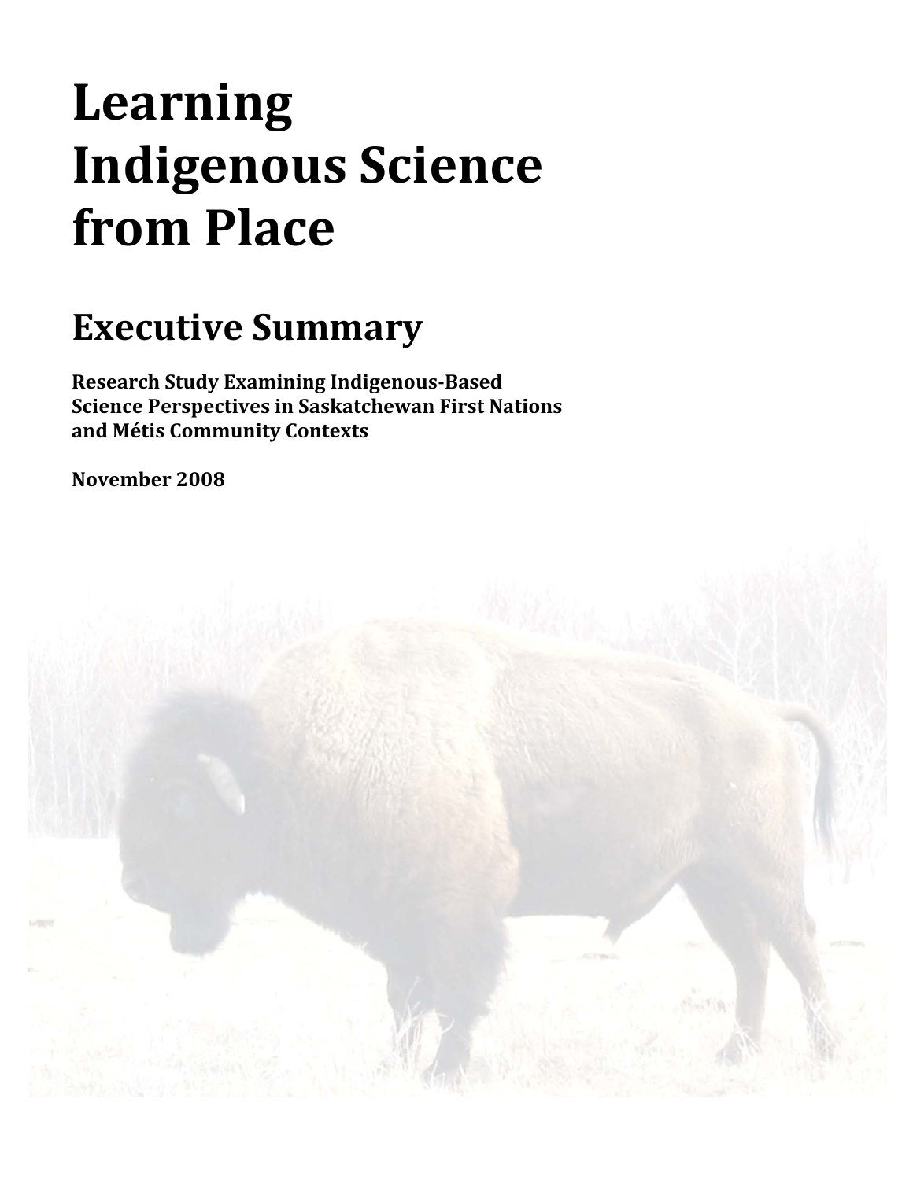# Learning Indigenous Science from Place

## Executive Summary

**Research Study Examining Indigenous-Based Science Perspectives in Saskatchewan First Nations and Métis Community Contexts**

**November 2008**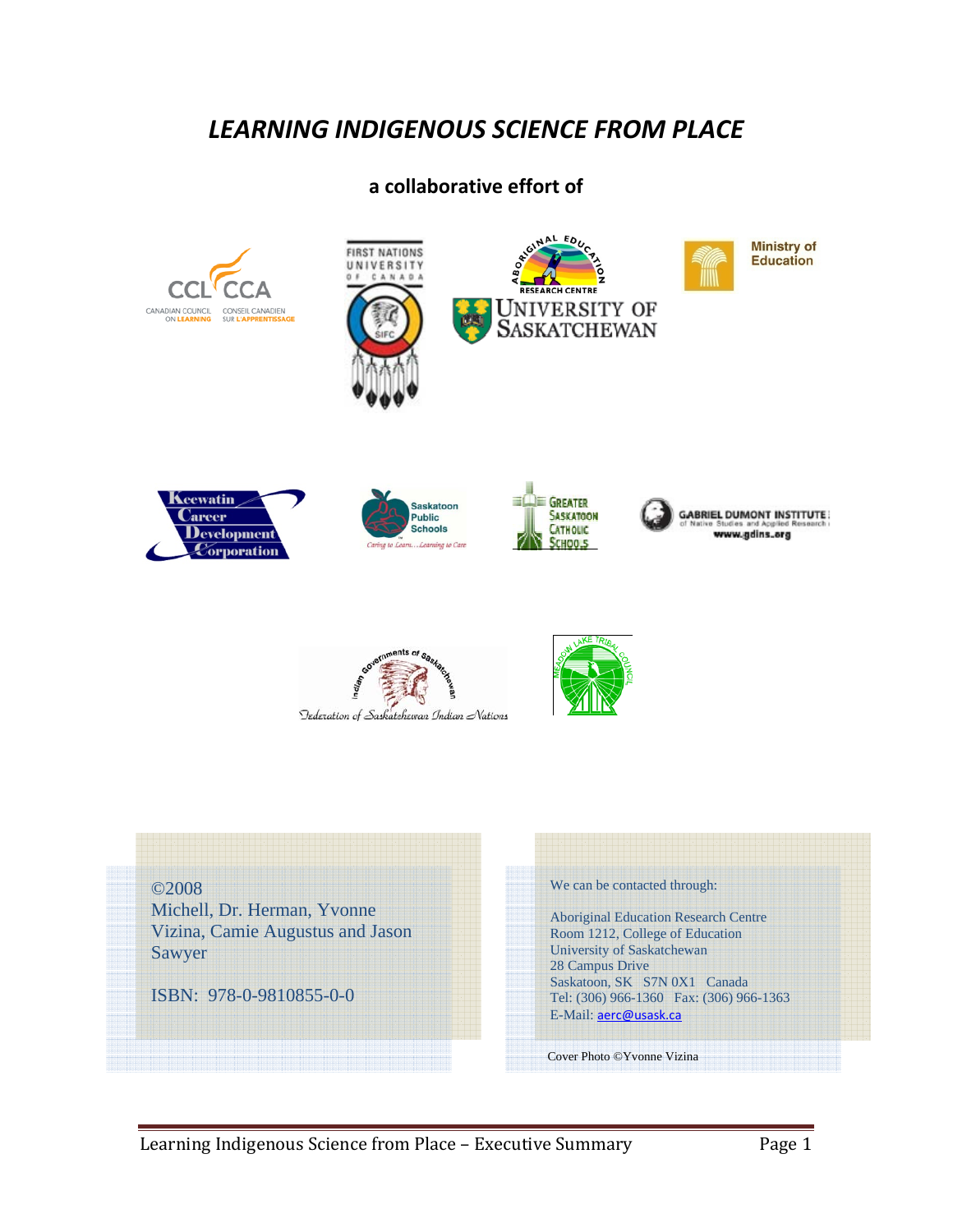# *LEARNING INDIGENOUS SCIENCE FROM PLACE*

**a collaborative effort of**

©2008
Michell, Dr. Herman, Yvonne Vizina, Camie Augustus and Jason Sawyer

ISBN: 978-0-9810855-0-0

We can be contacted through:

Aboriginal Education Research Centre
Room 1212, College of Education
University of Saskatchewan
28 Campus Drive
Saskatoon, SK S7N 0X1 Canada
Tel: (306) 966-1360 Fax: (306) 966-1363
E-Mail: aerc@usask.ca

Cover Photo ©Yvonne Vizina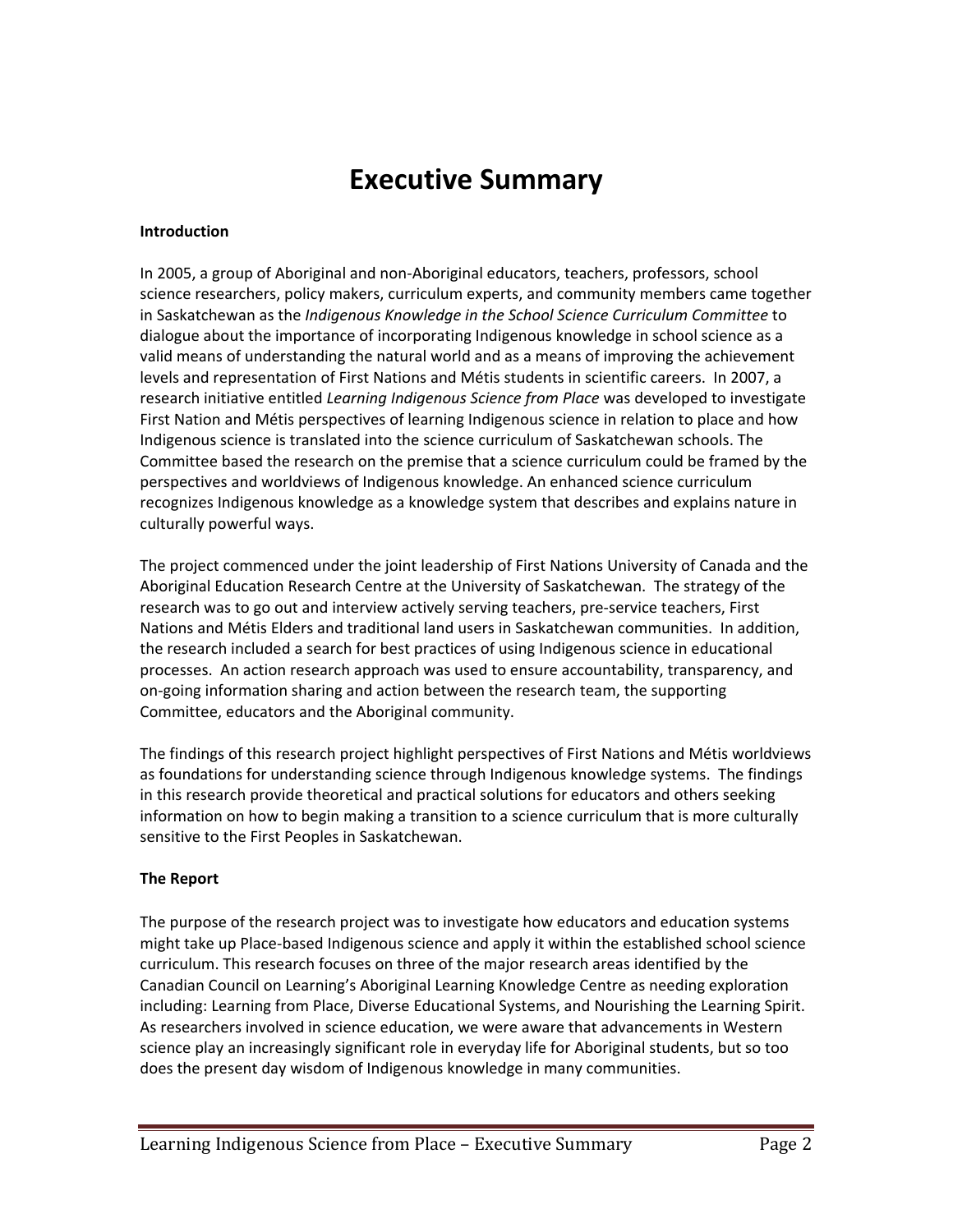# Executive Summary

**Introduction**

In 2005, a group of Aboriginal and non-Aboriginal educators, teachers, professors, school science researchers, policy makers, curriculum experts, and community members came together in Saskatchewan as the *Indigenous Knowledge in the School Science Curriculum Committee* to dialogue about the importance of incorporating Indigenous knowledge in school science as a valid means of understanding the natural world and as a means of improving the achievement levels and representation of First Nations and Métis students in scientific careers. In 2007, a research initiative entitled *Learning Indigenous Science from Place* was developed to investigate First Nation and Métis perspectives of learning Indigenous science in relation to place and how Indigenous science is translated into the science curriculum of Saskatchewan schools. The Committee based the research on the premise that a science curriculum could be framed by the perspectives and worldviews of Indigenous knowledge. An enhanced science curriculum recognizes Indigenous knowledge as a knowledge system that describes and explains nature in culturally powerful ways.

The project commenced under the joint leadership of First Nations University of Canada and the Aboriginal Education Research Centre at the University of Saskatchewan. The strategy of the research was to go out and interview actively serving teachers, pre-service teachers, First Nations and Métis Elders and traditional land users in Saskatchewan communities. In addition, the research included a search for best practices of using Indigenous science in educational processes. An action research approach was used to ensure accountability, transparency, and on-going information sharing and action between the research team, the supporting Committee, educators and the Aboriginal community.

The findings of this research project highlight perspectives of First Nations and Métis worldviews as foundations for understanding science through Indigenous knowledge systems. The findings in this research provide theoretical and practical solutions for educators and others seeking information on how to begin making a transition to a science curriculum that is more culturally sensitive to the First Peoples in Saskatchewan.

**The Report**

The purpose of the research project was to investigate how educators and education systems might take up Place-based Indigenous science and apply it within the established school science curriculum. This research focuses on three of the major research areas identified by the Canadian Council on Learning's Aboriginal Learning Knowledge Centre as needing exploration including: Learning from Place, Diverse Educational Systems, and Nourishing the Learning Spirit. As researchers involved in science education, we were aware that advancements in Western science play an increasingly significant role in everyday life for Aboriginal students, but so too does the present day wisdom of Indigenous knowledge in many communities.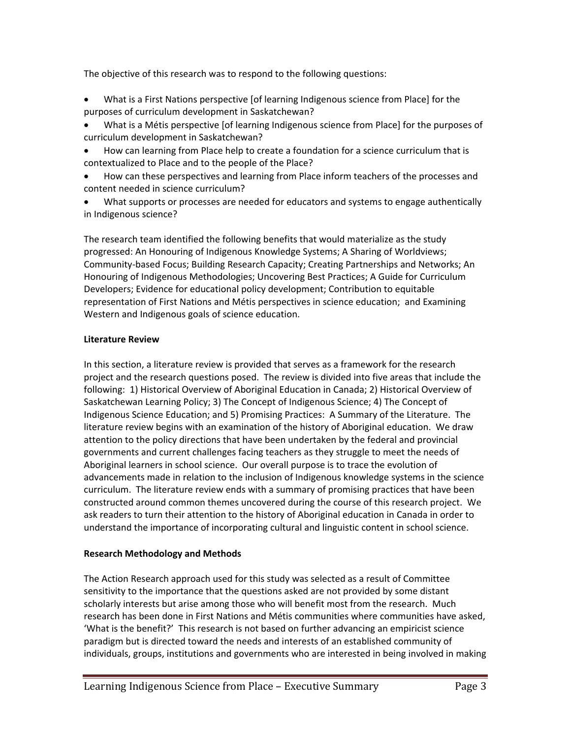The objective of this research was to respond to the following questions:

- What is a First Nations perspective [of learning Indigenous science from Place] for the purposes of curriculum development in Saskatchewan?
- What is a Métis perspective [of learning Indigenous science from Place] for the purposes of curriculum development in Saskatchewan?
- How can learning from Place help to create a foundation for a science curriculum that is contextualized to Place and to the people of the Place?
- How can these perspectives and learning from Place inform teachers of the processes and content needed in science curriculum?
- What supports or processes are needed for educators and systems to engage authentically in Indigenous science?

The research team identified the following benefits that would materialize as the study progressed: An Honouring of Indigenous Knowledge Systems; A Sharing of Worldviews; Community-based Focus; Building Research Capacity; Creating Partnerships and Networks; An Honouring of Indigenous Methodologies; Uncovering Best Practices; A Guide for Curriculum Developers; Evidence for educational policy development; Contribution to equitable representation of First Nations and Métis perspectives in science education; and Examining Western and Indigenous goals of science education.

**Literature Review**

In this section, a literature review is provided that serves as a framework for the research project and the research questions posed. The review is divided into five areas that include the following: 1) Historical Overview of Aboriginal Education in Canada; 2) Historical Overview of Saskatchewan Learning Policy; 3) The Concept of Indigenous Science; 4) The Concept of Indigenous Science Education; and 5) Promising Practices: A Summary of the Literature. The literature review begins with an examination of the history of Aboriginal education. We draw attention to the policy directions that have been undertaken by the federal and provincial governments and current challenges facing teachers as they struggle to meet the needs of Aboriginal learners in school science. Our overall purpose is to trace the evolution of advancements made in relation to the inclusion of Indigenous knowledge systems in the science curriculum. The literature review ends with a summary of promising practices that have been constructed around common themes uncovered during the course of this research project. We ask readers to turn their attention to the history of Aboriginal education in Canada in order to understand the importance of incorporating cultural and linguistic content in school science.

**Research Methodology and Methods**

The Action Research approach used for this study was selected as a result of Committee sensitivity to the importance that the questions asked are not provided by some distant scholarly interests but arise among those who will benefit most from the research. Much research has been done in First Nations and Métis communities where communities have asked, 'What is the benefit?' This research is not based on further advancing an empiricist science paradigm but is directed toward the needs and interests of an established community of individuals, groups, institutions and governments who are interested in being involved in making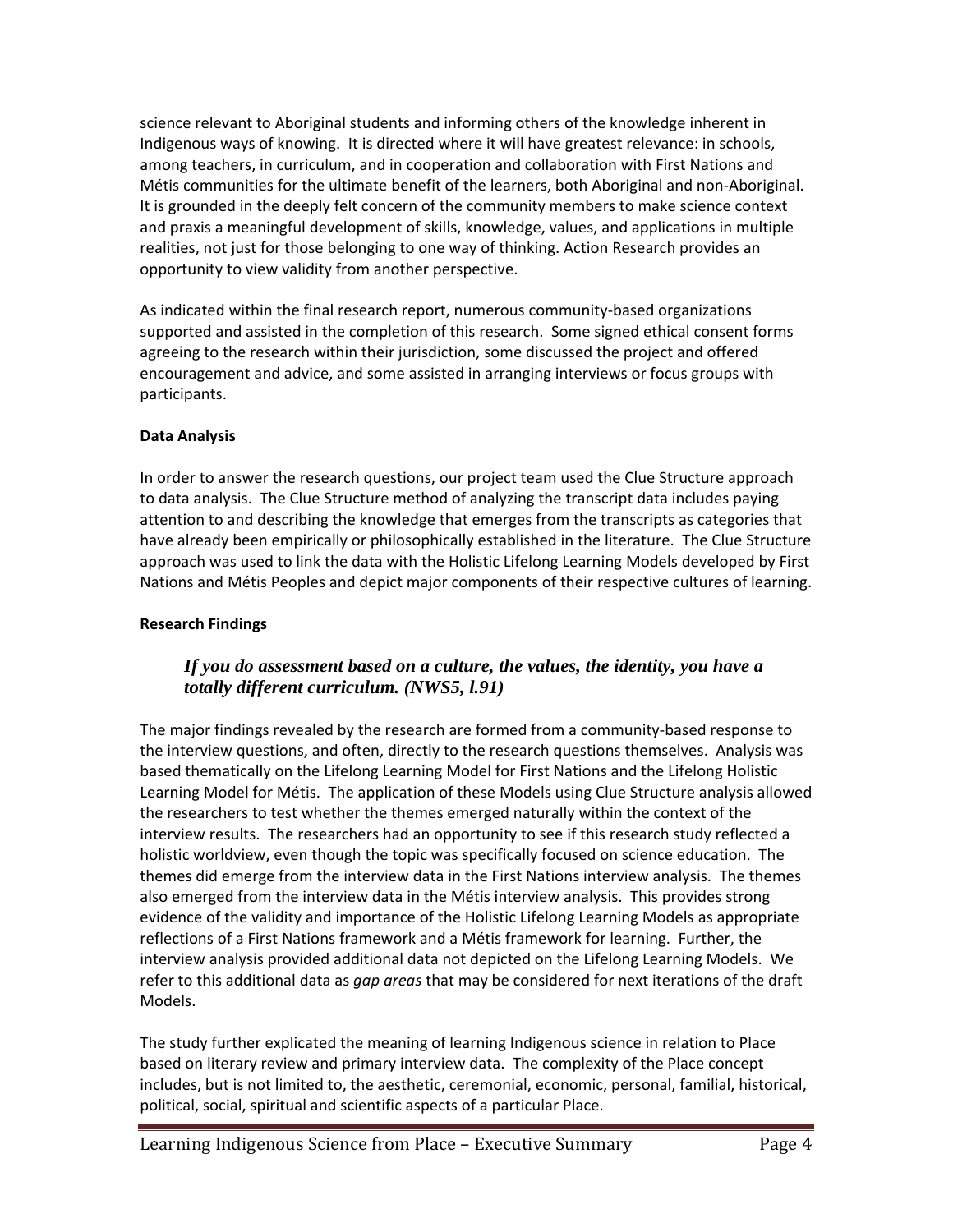science relevant to Aboriginal students and informing others of the knowledge inherent in Indigenous ways of knowing. It is directed where it will have greatest relevance: in schools, among teachers, in curriculum, and in cooperation and collaboration with First Nations and Métis communities for the ultimate benefit of the learners, both Aboriginal and non-Aboriginal. It is grounded in the deeply felt concern of the community members to make science context and praxis a meaningful development of skills, knowledge, values, and applications in multiple realities, not just for those belonging to one way of thinking. Action Research provides an opportunity to view validity from another perspective.

As indicated within the final research report, numerous community-based organizations supported and assisted in the completion of this research. Some signed ethical consent forms agreeing to the research within their jurisdiction, some discussed the project and offered encouragement and advice, and some assisted in arranging interviews or focus groups with participants.

**Data Analysis**

In order to answer the research questions, our project team used the Clue Structure approach to data analysis. The Clue Structure method of analyzing the transcript data includes paying attention to and describing the knowledge that emerges from the transcripts as categories that have already been empirically or philosophically established in the literature. The Clue Structure approach was used to link the data with the Holistic Lifelong Learning Models developed by First Nations and Métis Peoples and depict major components of their respective cultures of learning.

**Research Findings**

> ***If you do assessment based on a culture, the values, the identity, you have a totally different curriculum. (NWS5, l.91)***

The major findings revealed by the research are formed from a community-based response to the interview questions, and often, directly to the research questions themselves. Analysis was based thematically on the Lifelong Learning Model for First Nations and the Lifelong Holistic Learning Model for Métis. The application of these Models using Clue Structure analysis allowed the researchers to test whether the themes emerged naturally within the context of the interview results. The researchers had an opportunity to see if this research study reflected a holistic worldview, even though the topic was specifically focused on science education. The themes did emerge from the interview data in the First Nations interview analysis. The themes also emerged from the interview data in the Métis interview analysis. This provides strong evidence of the validity and importance of the Holistic Lifelong Learning Models as appropriate reflections of a First Nations framework and a Métis framework for learning. Further, the interview analysis provided additional data not depicted on the Lifelong Learning Models. We refer to this additional data as *gap areas* that may be considered for next iterations of the draft Models.

The study further explicated the meaning of learning Indigenous science in relation to Place based on literary review and primary interview data. The complexity of the Place concept includes, but is not limited to, the aesthetic, ceremonial, economic, personal, familial, historical, political, social, spiritual and scientific aspects of a particular Place.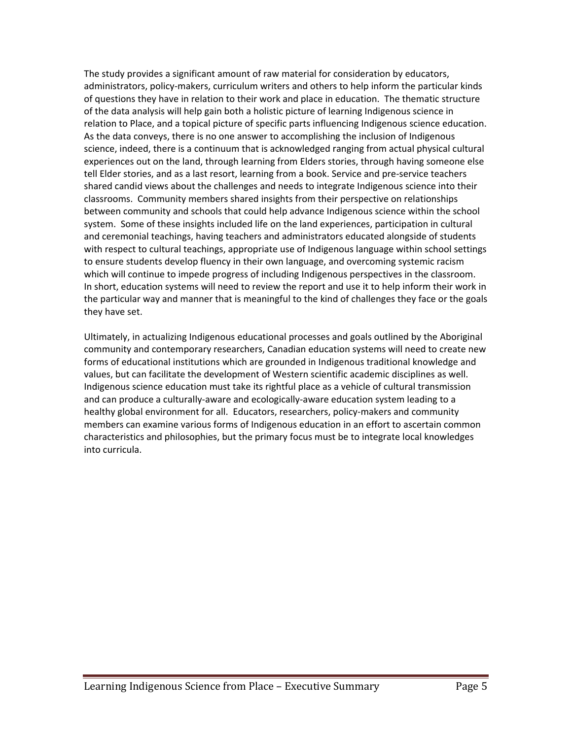The study provides a significant amount of raw material for consideration by educators, administrators, policy-makers, curriculum writers and others to help inform the particular kinds of questions they have in relation to their work and place in education. The thematic structure of the data analysis will help gain both a holistic picture of learning Indigenous science in relation to Place, and a topical picture of specific parts influencing Indigenous science education. As the data conveys, there is no one answer to accomplishing the inclusion of Indigenous science, indeed, there is a continuum that is acknowledged ranging from actual physical cultural experiences out on the land, through learning from Elders stories, through having someone else tell Elder stories, and as a last resort, learning from a book. Service and pre-service teachers shared candid views about the challenges and needs to integrate Indigenous science into their classrooms. Community members shared insights from their perspective on relationships between community and schools that could help advance Indigenous science within the school system. Some of these insights included life on the land experiences, participation in cultural and ceremonial teachings, having teachers and administrators educated alongside of students with respect to cultural teachings, appropriate use of Indigenous language within school settings to ensure students develop fluency in their own language, and overcoming systemic racism which will continue to impede progress of including Indigenous perspectives in the classroom. In short, education systems will need to review the report and use it to help inform their work in the particular way and manner that is meaningful to the kind of challenges they face or the goals they have set.

Ultimately, in actualizing Indigenous educational processes and goals outlined by the Aboriginal community and contemporary researchers, Canadian education systems will need to create new forms of educational institutions which are grounded in Indigenous traditional knowledge and values, but can facilitate the development of Western scientific academic disciplines as well. Indigenous science education must take its rightful place as a vehicle of cultural transmission and can produce a culturally-aware and ecologically-aware education system leading to a healthy global environment for all. Educators, researchers, policy-makers and community members can examine various forms of Indigenous education in an effort to ascertain common characteristics and philosophies, but the primary focus must be to integrate local knowledges into curricula.